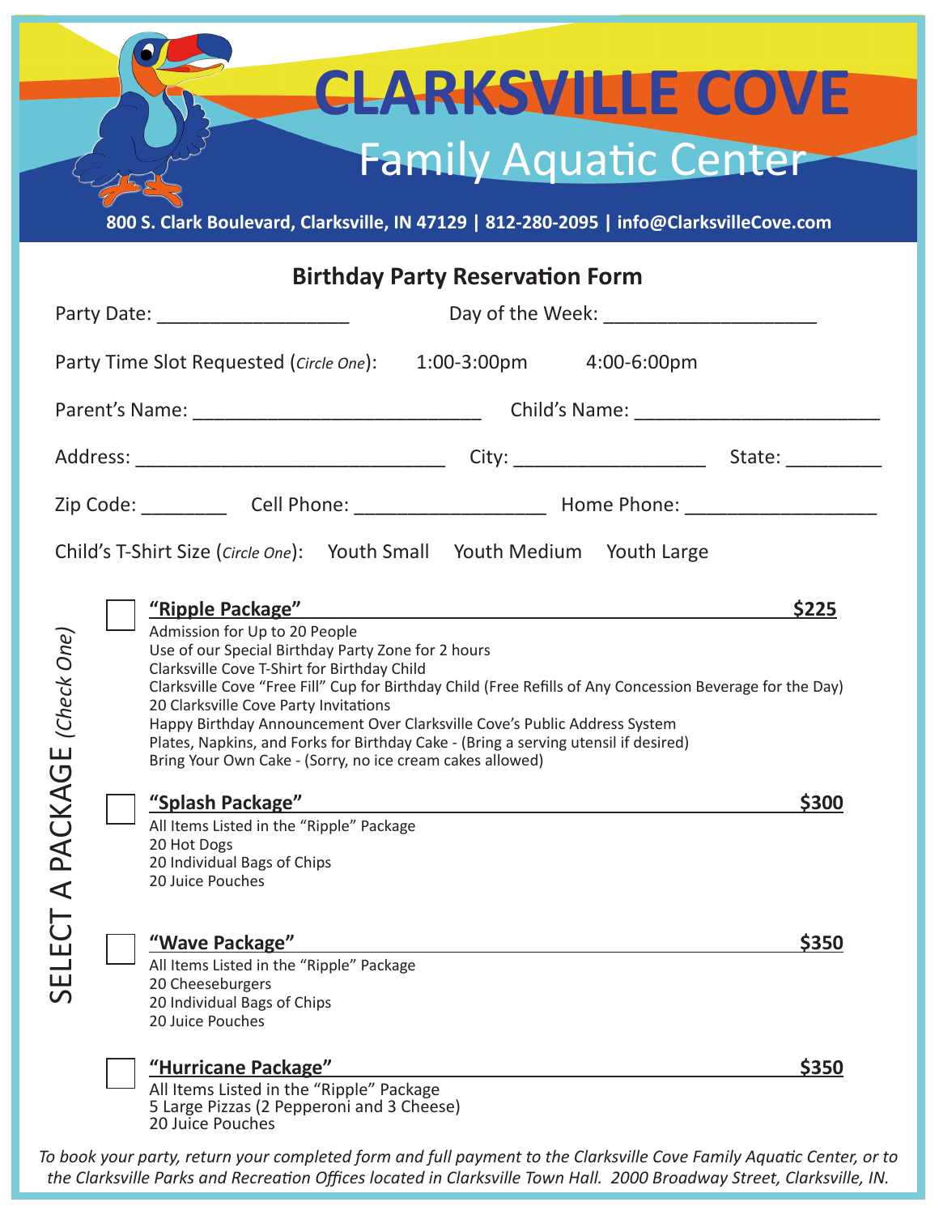# CLARKSVILLE COVE

## Family Aquatic Center

**800 S. Clark Boulevard, Clarksville, IN 47129 | 812-280-2095 | info@ClarksvilleCove.com**

### Birthday Party Reservation Form

Party Date: __________________ Day of the Week: ____________________

Party Time Slot Requested (*Circle One*): 1:00-3:00pm 4:00-6:00pm

Parent's Name: ___________________________ Child's Name: _______________________

Address: _____________________________ City: __________________ State: _________

Zip Code: ________ Cell Phone: __________________ Home Phone: __________________

Child's T-Shirt Size (*Circle One*): Youth Small Youth Medium Youth Large

**SELECT A PACKAGE** (*Check One*)

☐ **"Ripple Package" — $225**

Admission for Up to 20 People
Use of our Special Birthday Party Zone for 2 hours
Clarksville Cove T-Shirt for Birthday Child
Clarksville Cove "Free Fill" Cup for Birthday Child (Free Refills of Any Concession Beverage for the Day)
20 Clarksville Cove Party Invitations
Happy Birthday Announcement Over Clarksville Cove's Public Address System
Plates, Napkins, and Forks for Birthday Cake - (Bring a serving utensil if desired)
Bring Your Own Cake - (Sorry, no ice cream cakes allowed)

☐ **"Splash Package" — $300**

All Items Listed in the "Ripple" Package
20 Hot Dogs
20 Individual Bags of Chips
20 Juice Pouches

☐ **"Wave Package" — $350**

All Items Listed in the "Ripple" Package
20 Cheeseburgers
20 Individual Bags of Chips
20 Juice Pouches

☐ **"Hurricane Package" — $350**

All Items Listed in the "Ripple" Package
5 Large Pizzas (2 Pepperoni and 3 Cheese)
20 Juice Pouches

*To book your party, return your completed form and full payment to the Clarksville Cove Family Aquatic Center, or to the Clarksville Parks and Recreation Offices located in Clarksville Town Hall. 2000 Broadway Street, Clarksville, IN.*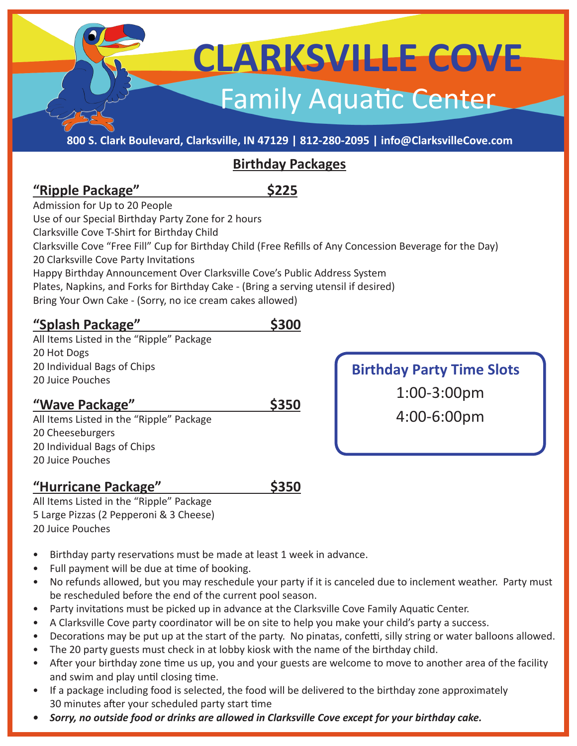# CLARKSVILLE COVE

## Family Aquatic Center

**800 S. Clark Boulevard, Clarksville, IN 47129 | 812-280-2095 | info@ClarksvilleCove.com**

## Birthday Packages

### "Ripple Package" $225

Admission for Up to 20 People
Use of our Special Birthday Party Zone for 2 hours
Clarksville Cove T-Shirt for Birthday Child
Clarksville Cove "Free Fill" Cup for Birthday Child (Free Refills of Any Concession Beverage for the Day)
20 Clarksville Cove Party Invitations
Happy Birthday Announcement Over Clarksville Cove's Public Address System
Plates, Napkins, and Forks for Birthday Cake - (Bring a serving utensil if desired)
Bring Your Own Cake - (Sorry, no ice cream cakes allowed)

### "Splash Package" $300

All Items Listed in the "Ripple" Package
20 Hot Dogs
20 Individual Bags of Chips
20 Juice Pouches

### "Wave Package" $350

All Items Listed in the "Ripple" Package
20 Cheeseburgers
20 Individual Bags of Chips
20 Juice Pouches

### "Hurricane Package" $350

All Items Listed in the "Ripple" Package
5 Large Pizzas (2 Pepperoni & 3 Cheese)
20 Juice Pouches

### Birthday Party Time Slots

1:00-3:00pm
4:00-6:00pm

- Birthday party reservations must be made at least 1 week in advance.
- Full payment will be due at time of booking.
- No refunds allowed, but you may reschedule your party if it is canceled due to inclement weather. Party must be rescheduled before the end of the current pool season.
- Party invitations must be picked up in advance at the Clarksville Cove Family Aquatic Center.
- A Clarksville Cove party coordinator will be on site to help you make your child's party a success.
- Decorations may be put up at the start of the party. No pinatas, confetti, silly string or water balloons allowed.
- The 20 party guests must check in at lobby kiosk with the name of the birthday child.
- After your birthday zone time us up, you and your guests are welcome to move to another area of the facility and swim and play until closing time.
- If a package including food is selected, the food will be delivered to the birthday zone approximately 30 minutes after your scheduled party start time
- ***Sorry, no outside food or drinks are allowed in Clarksville Cove except for your birthday cake.***